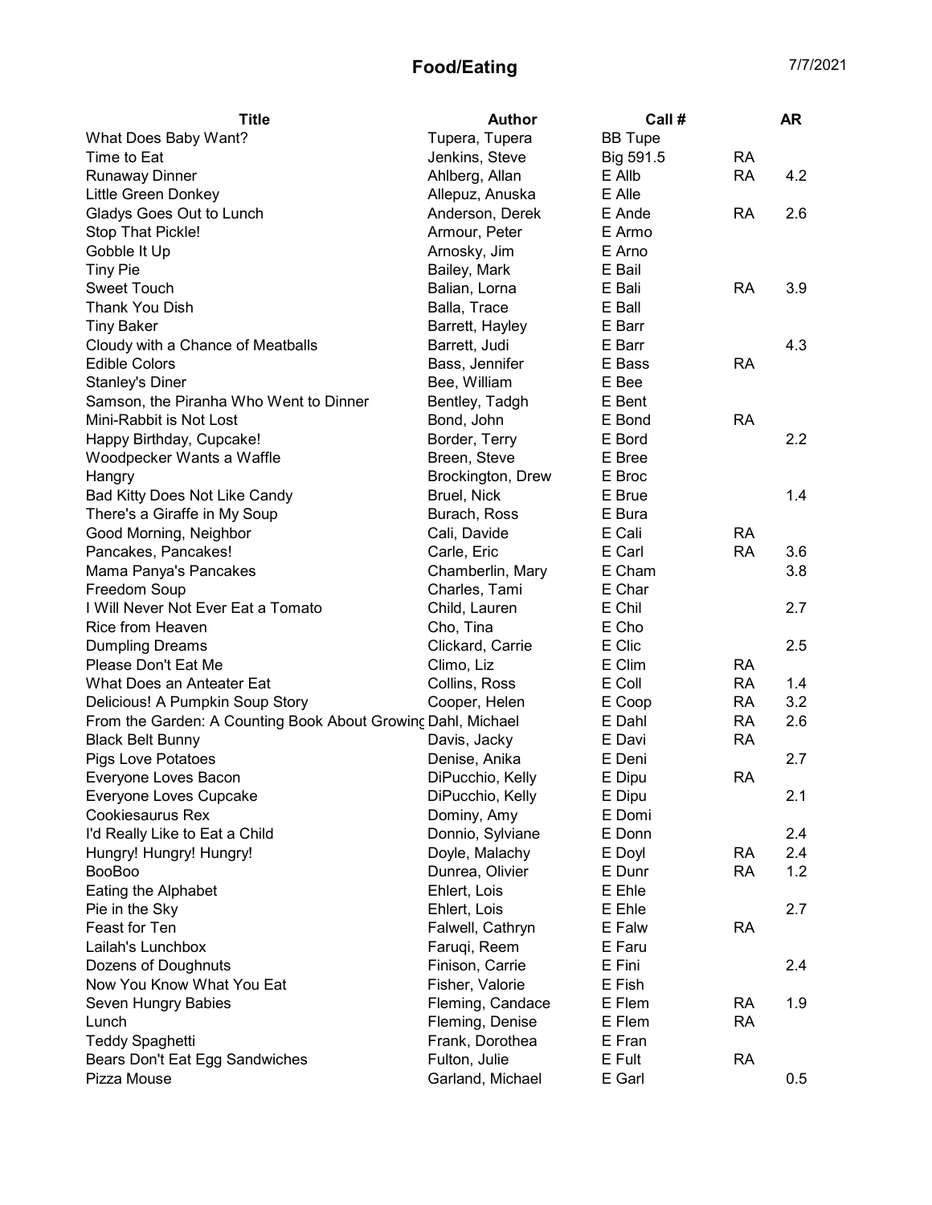# Food/Eating

7/7/2021

| Title | Author | Call # | | AR |
|---|---|---|---|---|
| What Does Baby Want? | Tupera, Tupera | BB Tupe | | |
| Time to Eat | Jenkins, Steve | Big 591.5 | RA | |
| Runaway Dinner | Ahlberg, Allan | E Allb | RA | 4.2 |
| Little Green Donkey | Allepuz, Anuska | E Alle | | |
| Gladys Goes Out to Lunch | Anderson, Derek | E Ande | RA | 2.6 |
| Stop That Pickle! | Armour, Peter | E Armo | | |
| Gobble It Up | Arnosky, Jim | E Arno | | |
| Tiny Pie | Bailey, Mark | E Bail | | |
| Sweet Touch | Balian, Lorna | E Bali | RA | 3.9 |
| Thank You Dish | Balla, Trace | E Ball | | |
| Tiny Baker | Barrett, Hayley | E Barr | | |
| Cloudy with a Chance of Meatballs | Barrett, Judi | E Barr | | 4.3 |
| Edible Colors | Bass, Jennifer | E Bass | RA | |
| Stanley's Diner | Bee, William | E Bee | | |
| Samson, the Piranha Who Went to Dinner | Bentley, Tadgh | E Bent | | |
| Mini-Rabbit is Not Lost | Bond, John | E Bond | RA | |
| Happy Birthday, Cupcake! | Border, Terry | E Bord | | 2.2 |
| Woodpecker Wants a Waffle | Breen, Steve | E Bree | | |
| Hangry | Brockington, Drew | E Broc | | |
| Bad Kitty Does Not Like Candy | Bruel, Nick | E Brue | | 1.4 |
| There's a Giraffe in My Soup | Burach, Ross | E Bura | | |
| Good Morning, Neighbor | Cali, Davide | E Cali | RA | |
| Pancakes, Pancakes! | Carle, Eric | E Carl | RA | 3.6 |
| Mama Panya's Pancakes | Chamberlin, Mary | E Cham | | 3.8 |
| Freedom Soup | Charles, Tami | E Char | | |
| I Will Never Not Ever Eat a Tomato | Child, Lauren | E Chil | | 2.7 |
| Rice from Heaven | Cho, Tina | E Cho | | |
| Dumpling Dreams | Clickard, Carrie | E Clic | | 2.5 |
| Please Don't Eat Me | Climo, Liz | E Clim | RA | |
| What Does an Anteater Eat | Collins, Ross | E Coll | RA | 1.4 |
| Delicious! A Pumpkin Soup Story | Cooper, Helen | E Coop | RA | 3.2 |
| From the Garden: A Counting Book About Growing | Dahl, Michael | E Dahl | RA | 2.6 |
| Black Belt Bunny | Davis, Jacky | E Davi | RA | |
| Pigs Love Potatoes | Denise, Anika | E Deni | | 2.7 |
| Everyone Loves Bacon | DiPucchio, Kelly | E Dipu | RA | |
| Everyone Loves Cupcake | DiPucchio, Kelly | E Dipu | | 2.1 |
| Cookiesaurus Rex | Dominy, Amy | E Domi | | |
| I'd Really Like to Eat a Child | Donnio, Sylviane | E Donn | | 2.4 |
| Hungry! Hungry! Hungry! | Doyle, Malachy | E Doyl | RA | 2.4 |
| BooBoo | Dunrea, Olivier | E Dunr | RA | 1.2 |
| Eating the Alphabet | Ehlert, Lois | E Ehle | | |
| Pie in the Sky | Ehlert, Lois | E Ehle | | 2.7 |
| Feast for Ten | Falwell, Cathryn | E Falw | RA | |
| Lailah's Lunchbox | Faruqi, Reem | E Faru | | |
| Dozens of Doughnuts | Finison, Carrie | E Fini | | 2.4 |
| Now You Know What You Eat | Fisher, Valorie | E Fish | | |
| Seven Hungry Babies | Fleming, Candace | E Flem | RA | 1.9 |
| Lunch | Fleming, Denise | E Flem | RA | |
| Teddy Spaghetti | Frank, Dorothea | E Fran | | |
| Bears Don't Eat Egg Sandwiches | Fulton, Julie | E Fult | RA | |
| Pizza Mouse | Garland, Michael | E Garl | | 0.5 |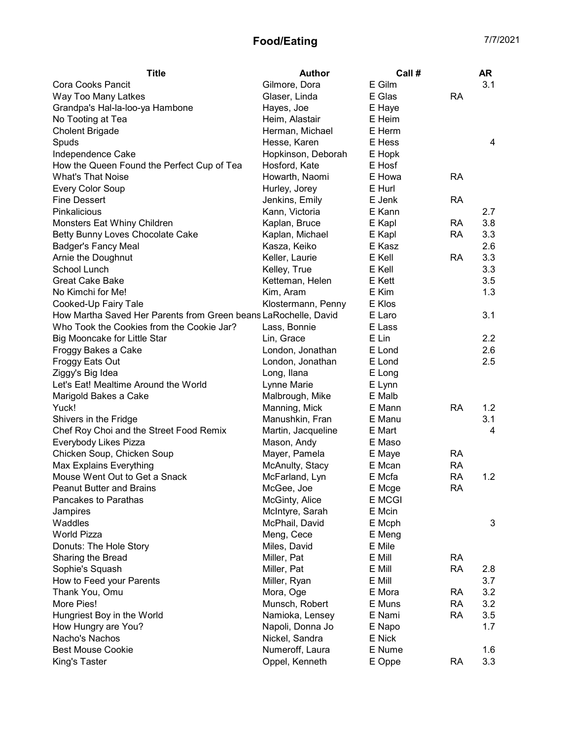## Food/Eating

7/7/2021

| Title | Author | Call # | | AR |
|---|---|---|---|---|
| Cora Cooks Pancit | Gilmore, Dora | E Gilm | | 3.1 |
| Way Too Many Latkes | Glaser, Linda | E Glas | RA | |
| Grandpa's Hal-la-loo-ya Hambone | Hayes, Joe | E Haye | | |
| No Tooting at Tea | Heim, Alastair | E Heim | | |
| Cholent Brigade | Herman, Michael | E Herm | | |
| Spuds | Hesse, Karen | E Hess | | 4 |
| Independence Cake | Hopkinson, Deborah | E Hopk | | |
| How the Queen Found the Perfect Cup of Tea | Hosford, Kate | E Hosf | | |
| What's That Noise | Howarth, Naomi | E Howa | RA | |
| Every Color Soup | Hurley, Jorey | E Hurl | | |
| Fine Dessert | Jenkins, Emily | E Jenk | RA | |
| Pinkalicious | Kann, Victoria | E Kann | | 2.7 |
| Monsters Eat Whiny Children | Kaplan, Bruce | E Kapl | RA | 3.8 |
| Betty Bunny Loves Chocolate Cake | Kaplan, Michael | E Kapl | RA | 3.3 |
| Badger's Fancy Meal | Kasza, Keiko | E Kasz | | 2.6 |
| Arnie the Doughnut | Keller, Laurie | E Kell | RA | 3.3 |
| School Lunch | Kelley, True | E Kell | | 3.3 |
| Great Cake Bake | Ketteman, Helen | E Kett | | 3.5 |
| No Kimchi for Me! | Kim, Aram | E Kim | | 1.3 |
| Cooked-Up Fairy Tale | Klostermann, Penny | E Klos | | |
| How Martha Saved Her Parents from Green beans | LaRochelle, David | E Laro | | 3.1 |
| Who Took the Cookies from the Cookie Jar? | Lass, Bonnie | E Lass | | |
| Big Mooncake for Little Star | Lin, Grace | E Lin | | 2.2 |
| Froggy Bakes a Cake | London, Jonathan | E Lond | | 2.6 |
| Froggy Eats Out | London, Jonathan | E Lond | | 2.5 |
| Ziggy's Big Idea | Long, Ilana | E Long | | |
| Let's Eat! Mealtime Around the World | Lynne Marie | E Lynn | | |
| Marigold Bakes a Cake | Malbrough, Mike | E Malb | | |
| Yuck! | Manning, Mick | E Mann | RA | 1.2 |
| Shivers in the Fridge | Manushkin, Fran | E Manu | | 3.1 |
| Chef Roy Choi and the Street Food Remix | Martin, Jacqueline | E Mart | | 4 |
| Everybody Likes Pizza | Mason, Andy | E Maso | | |
| Chicken Soup, Chicken Soup | Mayer, Pamela | E Maye | RA | |
| Max Explains Everything | McAnulty, Stacy | E Mcan | RA | |
| Mouse Went Out to Get a Snack | McFarland, Lyn | E Mcfa | RA | 1.2 |
| Peanut Butter and Brains | McGee, Joe | E Mcge | RA | |
| Pancakes to Parathas | McGinty, Alice | E MCGI | | |
| Jampires | McIntyre, Sarah | E Mcin | | |
| Waddles | McPhail, David | E Mcph | | 3 |
| World Pizza | Meng, Cece | E Meng | | |
| Donuts: The Hole Story | Miles, David | E Mile | | |
| Sharing the Bread | Miller, Pat | E Mill | RA | |
| Sophie's Squash | Miller, Pat | E Mill | RA | 2.8 |
| How to Feed your Parents | Miller, Ryan | E Mill | | 3.7 |
| Thank You, Omu | Mora, Oge | E Mora | RA | 3.2 |
| More Pies! | Munsch, Robert | E Muns | RA | 3.2 |
| Hungriest Boy in the World | Namioka, Lensey | E Nami | RA | 3.5 |
| How Hungry are You? | Napoli, Donna Jo | E Napo | | 1.7 |
| Nacho's Nachos | Nickel, Sandra | E Nick | | |
| Best Mouse Cookie | Numeroff, Laura | E Nume | | 1.6 |
| King's Taster | Oppel, Kenneth | E Oppe | RA | 3.3 |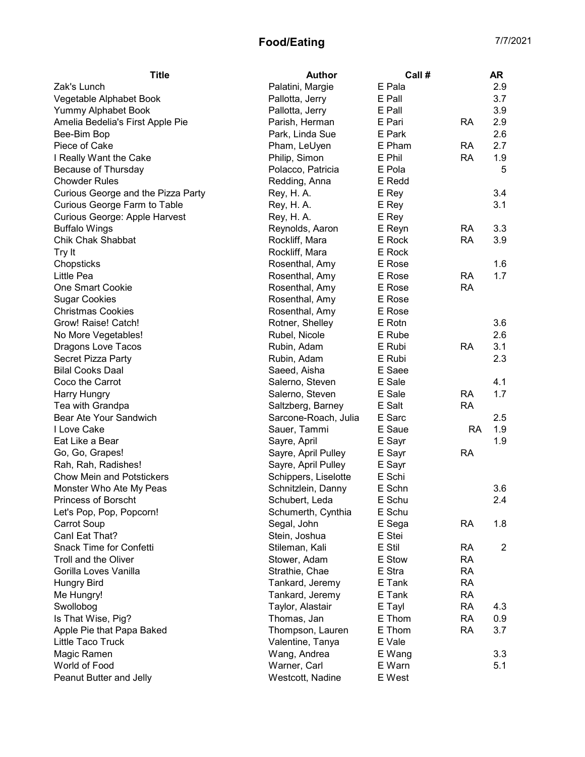# Food/Eating

7/7/2021

| Title | Author | Call # | | AR |
|---|---|---|---|---|
| Zak's Lunch | Palatini, Margie | E Pala | | 2.9 |
| Vegetable Alphabet Book | Pallotta, Jerry | E Pall | | 3.7 |
| Yummy Alphabet Book | Pallotta, Jerry | E Pall | | 3.9 |
| Amelia Bedelia's First Apple Pie | Parish, Herman | E Pari | RA | 2.9 |
| Bee-Bim Bop | Park, Linda Sue | E Park | | 2.6 |
| Piece of Cake | Pham, LeUyen | E Pham | RA | 2.7 |
| I Really Want the Cake | Philip, Simon | E Phil | RA | 1.9 |
| Because of Thursday | Polacco, Patricia | E Pola | | 5 |
| Chowder Rules | Redding, Anna | E Redd | | |
| Curious George and the Pizza Party | Rey, H. A. | E Rey | | 3.4 |
| Curious George Farm to Table | Rey, H. A. | E Rey | | 3.1 |
| Curious George: Apple Harvest | Rey, H. A. | E Rey | | |
| Buffalo Wings | Reynolds, Aaron | E Reyn | RA | 3.3 |
| Chik Chak Shabbat | Rockliff, Mara | E Rock | RA | 3.9 |
| Try It | Rockliff, Mara | E Rock | | |
| Chopsticks | Rosenthal, Amy | E Rose | | 1.6 |
| Little Pea | Rosenthal, Amy | E Rose | RA | 1.7 |
| One Smart Cookie | Rosenthal, Amy | E Rose | RA | |
| Sugar Cookies | Rosenthal, Amy | E Rose | | |
| Christmas Cookies | Rosenthal, Amy | E Rose | | |
| Grow! Raise! Catch! | Rotner, Shelley | E Rotn | | 3.6 |
| No More Vegetables! | Rubel, Nicole | E Rube | | 2.6 |
| Dragons Love Tacos | Rubin, Adam | E Rubi | RA | 3.1 |
| Secret Pizza Party | Rubin, Adam | E Rubi | | 2.3 |
| Bilal Cooks Daal | Saeed, Aisha | E Saee | | |
| Coco the Carrot | Salerno, Steven | E Sale | | 4.1 |
| Harry Hungry | Salerno, Steven | E Sale | RA | 1.7 |
| Tea with Grandpa | Saltzberg, Barney | E Salt | RA | |
| Bear Ate Your Sandwich | Sarcone-Roach, Julia | E Sarc | | 2.5 |
| I Love Cake | Sauer, Tammi | E Saue | RA | 1.9 |
| Eat Like a Bear | Sayre, April | E Sayr | | 1.9 |
| Go, Go, Grapes! | Sayre, April Pulley | E Sayr | RA | |
| Rah, Rah, Radishes! | Sayre, April Pulley | E Sayr | | |
| Chow Mein and Potstickers | Schippers, Liselotte | E Schi | | |
| Monster Who Ate My Peas | Schnitzlein, Danny | E Schn | | 3.6 |
| Princess of Borscht | Schubert, Leda | E Schu | | 2.4 |
| Let's Pop, Pop, Popcorn! | Schumerth, Cynthia | E Schu | | |
| Carrot Soup | Segal, John | E Sega | RA | 1.8 |
| CanI Eat That? | Stein, Joshua | E Stei | | |
| Snack Time for Confetti | Stileman, Kali | E Stil | RA | 2 |
| Troll and the Oliver | Stower, Adam | E Stow | RA | |
| Gorilla Loves Vanilla | Strathie, Chae | E Stra | RA | |
| Hungry Bird | Tankard, Jeremy | E Tank | RA | |
| Me Hungry! | Tankard, Jeremy | E Tank | RA | |
| Swollobog | Taylor, Alastair | E Tayl | RA | 4.3 |
| Is That Wise, Pig? | Thomas, Jan | E Thom | RA | 0.9 |
| Apple Pie that Papa Baked | Thompson, Lauren | E Thom | RA | 3.7 |
| Little Taco Truck | Valentine, Tanya | E Vale | | |
| Magic Ramen | Wang, Andrea | E Wang | | 3.3 |
| World of Food | Warner, Carl | E Warn | | 5.1 |
| Peanut Butter and Jelly | Westcott, Nadine | E West | | |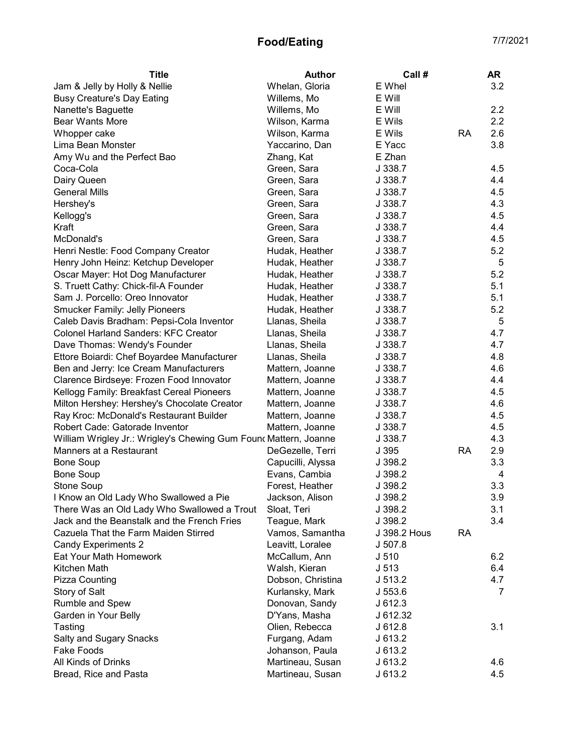# Food/Eating

7/7/2021

| Title | Author | Call # | | AR |
|---|---|---|---|---|
| Jam & Jelly by Holly & Nellie | Whelan, Gloria | E Whel | | 3.2 |
| Busy Creature's Day Eating | Willems, Mo | E Will | | |
| Nanette's Baguette | Willems, Mo | E Will | | 2.2 |
| Bear Wants More | Wilson, Karma | E Wils | | 2.2 |
| Whopper cake | Wilson, Karma | E Wils | RA | 2.6 |
| Lima Bean Monster | Yaccarino, Dan | E Yacc | | 3.8 |
| Amy Wu and the Perfect Bao | Zhang, Kat | E Zhan | | |
| Coca-Cola | Green, Sara | J 338.7 | | 4.5 |
| Dairy Queen | Green, Sara | J 338.7 | | 4.4 |
| General Mills | Green, Sara | J 338.7 | | 4.5 |
| Hershey's | Green, Sara | J 338.7 | | 4.3 |
| Kellogg's | Green, Sara | J 338.7 | | 4.5 |
| Kraft | Green, Sara | J 338.7 | | 4.4 |
| McDonald's | Green, Sara | J 338.7 | | 4.5 |
| Henri Nestle: Food Company Creator | Hudak, Heather | J 338.7 | | 5.2 |
| Henry John Heinz: Ketchup Developer | Hudak, Heather | J 338.7 | | 5 |
| Oscar Mayer: Hot Dog Manufacturer | Hudak, Heather | J 338.7 | | 5.2 |
| S. Truett Cathy: Chick-fil-A Founder | Hudak, Heather | J 338.7 | | 5.1 |
| Sam J. Porcello: Oreo Innovator | Hudak, Heather | J 338.7 | | 5.1 |
| Smucker Family: Jelly Pioneers | Hudak, Heather | J 338.7 | | 5.2 |
| Caleb Davis Bradham: Pepsi-Cola Inventor | Llanas, Sheila | J 338.7 | | 5 |
| Colonel Harland Sanders: KFC Creator | Llanas, Sheila | J 338.7 | | 4.7 |
| Dave Thomas: Wendy's Founder | Llanas, Sheila | J 338.7 | | 4.7 |
| Ettore Boiardi: Chef Boyardee Manufacturer | Llanas, Sheila | J 338.7 | | 4.8 |
| Ben and Jerry: Ice Cream Manufacturers | Mattern, Joanne | J 338.7 | | 4.6 |
| Clarence Birdseye: Frozen Food Innovator | Mattern, Joanne | J 338.7 | | 4.4 |
| Kellogg Family: Breakfast Cereal Pioneers | Mattern, Joanne | J 338.7 | | 4.5 |
| Milton Hershey: Hershey's Chocolate Creator | Mattern, Joanne | J 338.7 | | 4.6 |
| Ray Kroc: McDonald's Restaurant Builder | Mattern, Joanne | J 338.7 | | 4.5 |
| Robert Cade: Gatorade Inventor | Mattern, Joanne | J 338.7 | | 4.5 |
| William Wrigley Jr.: Wrigley's Chewing Gum Found | Mattern, Joanne | J 338.7 | | 4.3 |
| Manners at a Restaurant | DeGezelle, Terri | J 395 | RA | 2.9 |
| Bone Soup | Capucilli, Alyssa | J 398.2 | | 3.3 |
| Bone Soup | Evans, Cambia | J 398.2 | | 4 |
| Stone Soup | Forest, Heather | J 398.2 | | 3.3 |
| I Know an Old Lady Who Swallowed a Pie | Jackson, Alison | J 398.2 | | 3.9 |
| There Was an Old Lady Who Swallowed a Trout | Sloat, Teri | J 398.2 | | 3.1 |
| Jack and the Beanstalk and the French Fries | Teague, Mark | J 398.2 | | 3.4 |
| Cazuela That the Farm Maiden Stirred | Vamos, Samantha | J 398.2 Hous | RA | |
| Candy Experiments 2 | Leavitt, Loralee | J 507.8 | | |
| Eat Your Math Homework | McCallum, Ann | J 510 | | 6.2 |
| Kitchen Math | Walsh, Kieran | J 513 | | 6.4 |
| Pizza Counting | Dobson, Christina | J 513.2 | | 4.7 |
| Story of Salt | Kurlansky, Mark | J 553.6 | | 7 |
| Rumble and Spew | Donovan, Sandy | J 612.3 | | |
| Garden in Your Belly | D'Yans, Masha | J 612.32 | | |
| Tasting | Olien, Rebecca | J 612.8 | | 3.1 |
| Salty and Sugary Snacks | Furgang, Adam | J 613.2 | | |
| Fake Foods | Johanson, Paula | J 613.2 | | |
| All Kinds of Drinks | Martineau, Susan | J 613.2 | | 4.6 |
| Bread, Rice and Pasta | Martineau, Susan | J 613.2 | | 4.5 |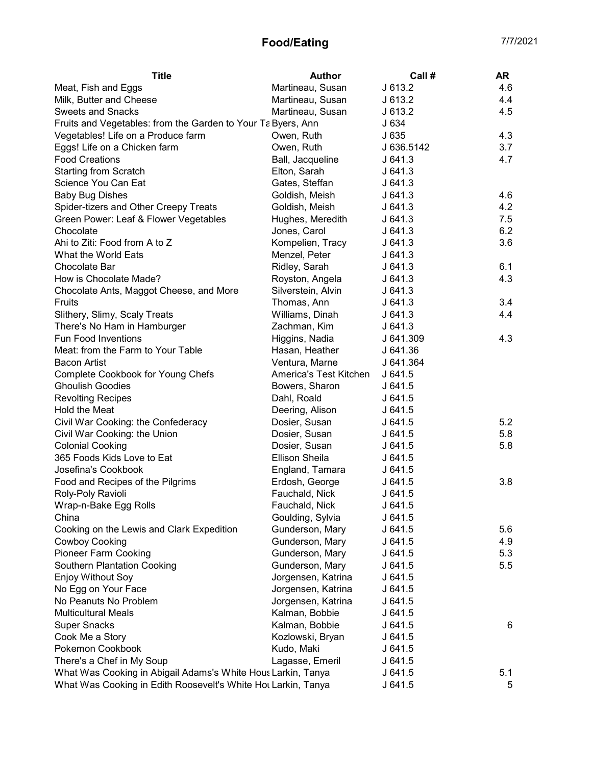# Food/Eating

7/7/2021

| Title | Author | Call # | AR |
|---|---|---|---|
| Meat, Fish and Eggs | Martineau, Susan | J 613.2 | 4.6 |
| Milk, Butter and Cheese | Martineau, Susan | J 613.2 | 4.4 |
| Sweets and Snacks | Martineau, Susan | J 613.2 | 4.5 |
| Fruits and Vegetables: from the Garden to Your Ta | Byers, Ann | J 634 | |
| Vegetables! Life on a Produce farm | Owen, Ruth | J 635 | 4.3 |
| Eggs! Life on a Chicken farm | Owen, Ruth | J 636.5142 | 3.7 |
| Food Creations | Ball, Jacqueline | J 641.3 | 4.7 |
| Starting from Scratch | Elton, Sarah | J 641.3 | |
| Science You Can Eat | Gates, Steffan | J 641.3 | |
| Baby Bug Dishes | Goldish, Meish | J 641.3 | 4.6 |
| Spider-tizers and Other Creepy Treats | Goldish, Meish | J 641.3 | 4.2 |
| Green Power: Leaf & Flower Vegetables | Hughes, Meredith | J 641.3 | 7.5 |
| Chocolate | Jones, Carol | J 641.3 | 6.2 |
| Ahi to Ziti: Food from A to Z | Kompelien, Tracy | J 641.3 | 3.6 |
| What the World Eats | Menzel, Peter | J 641.3 | |
| Chocolate Bar | Ridley, Sarah | J 641.3 | 6.1 |
| How is Chocolate Made? | Royston, Angela | J 641.3 | 4.3 |
| Chocolate Ants, Maggot Cheese, and More | Silverstein, Alvin | J 641.3 | |
| Fruits | Thomas, Ann | J 641.3 | 3.4 |
| Slithery, Slimy, Scaly Treats | Williams, Dinah | J 641.3 | 4.4 |
| There's No Ham in Hamburger | Zachman, Kim | J 641.3 | |
| Fun Food Inventions | Higgins, Nadia | J 641.309 | 4.3 |
| Meat: from the Farm to Your Table | Hasan, Heather | J 641.36 | |
| Bacon Artist | Ventura, Marne | J 641.364 | |
| Complete Cookbook for Young Chefs | America's Test Kitchen | J 641.5 | |
| Ghoulish Goodies | Bowers, Sharon | J 641.5 | |
| Revolting Recipes | Dahl, Roald | J 641.5 | |
| Hold the Meat | Deering, Alison | J 641.5 | |
| Civil War Cooking: the Confederacy | Dosier, Susan | J 641.5 | 5.2 |
| Civil War Cooking: the Union | Dosier, Susan | J 641.5 | 5.8 |
| Colonial Cooking | Dosier, Susan | J 641.5 | 5.8 |
| 365 Foods Kids Love to Eat | Ellison Sheila | J 641.5 | |
| Josefina's Cookbook | England, Tamara | J 641.5 | |
| Food and Recipes of the Pilgrims | Erdosh, George | J 641.5 | 3.8 |
| Roly-Poly Ravioli | Fauchald, Nick | J 641.5 | |
| Wrap-n-Bake Egg Rolls | Fauchald, Nick | J 641.5 | |
| China | Goulding, Sylvia | J 641.5 | |
| Cooking on the Lewis and Clark Expedition | Gunderson, Mary | J 641.5 | 5.6 |
| Cowboy Cooking | Gunderson, Mary | J 641.5 | 4.9 |
| Pioneer Farm Cooking | Gunderson, Mary | J 641.5 | 5.3 |
| Southern Plantation Cooking | Gunderson, Mary | J 641.5 | 5.5 |
| Enjoy Without Soy | Jorgensen, Katrina | J 641.5 | |
| No Egg on Your Face | Jorgensen, Katrina | J 641.5 | |
| No Peanuts No Problem | Jorgensen, Katrina | J 641.5 | |
| Multicultural Meals | Kalman, Bobbie | J 641.5 | |
| Super Snacks | Kalman, Bobbie | J 641.5 | 6 |
| Cook Me a Story | Kozlowski, Bryan | J 641.5 | |
| Pokemon Cookbook | Kudo, Maki | J 641.5 | |
| There's a Chef in My Soup | Lagasse, Emeril | J 641.5 | |
| What Was Cooking in Abigail Adams's White Hous | Larkin, Tanya | J 641.5 | 5.1 |
| What Was Cooking in Edith Roosevelt's White Hou | Larkin, Tanya | J 641.5 | 5 |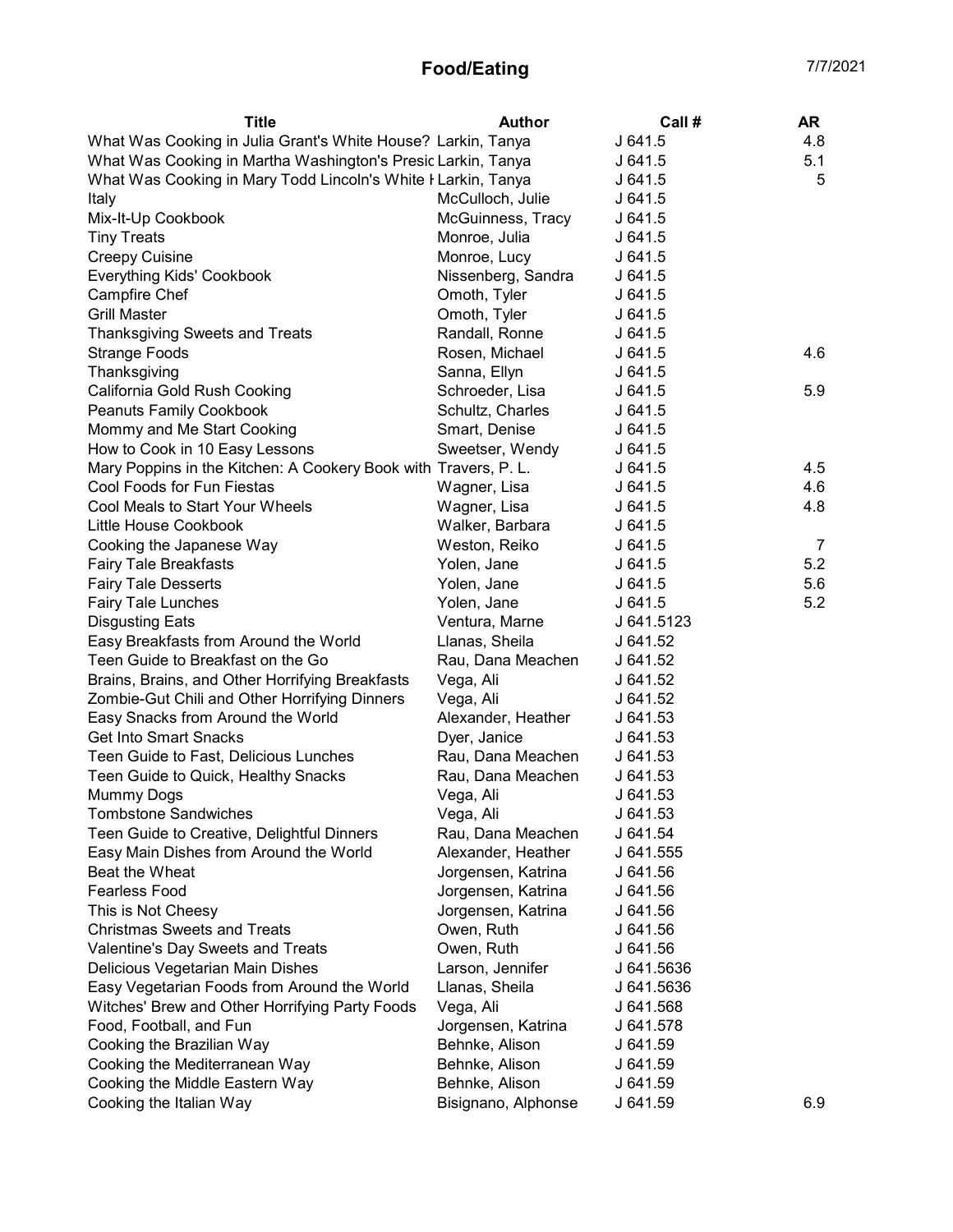# Food/Eating

7/7/2021

| Title | Author | Call # | AR |
|---|---|---|---|
| What Was Cooking in Julia Grant's White House? | Larkin, Tanya | J 641.5 | 4.8 |
| What Was Cooking in Martha Washington's Presic | Larkin, Tanya | J 641.5 | 5.1 |
| What Was Cooking in Mary Todd Lincoln's White H | Larkin, Tanya | J 641.5 | 5 |
| Italy | McCulloch, Julie | J 641.5 | |
| Mix-It-Up Cookbook | McGuinness, Tracy | J 641.5 | |
| Tiny Treats | Monroe, Julia | J 641.5 | |
| Creepy Cuisine | Monroe, Lucy | J 641.5 | |
| Everything Kids' Cookbook | Nissenberg, Sandra | J 641.5 | |
| Campfire Chef | Omoth, Tyler | J 641.5 | |
| Grill Master | Omoth, Tyler | J 641.5 | |
| Thanksgiving Sweets and Treats | Randall, Ronne | J 641.5 | |
| Strange Foods | Rosen, Michael | J 641.5 | 4.6 |
| Thanksgiving | Sanna, Ellyn | J 641.5 | |
| California Gold Rush Cooking | Schroeder, Lisa | J 641.5 | 5.9 |
| Peanuts Family Cookbook | Schultz, Charles | J 641.5 | |
| Mommy and Me Start Cooking | Smart, Denise | J 641.5 | |
| How to Cook in 10 Easy Lessons | Sweetser, Wendy | J 641.5 | |
| Mary Poppins in the Kitchen: A Cookery Book with | Travers, P. L. | J 641.5 | 4.5 |
| Cool Foods for Fun Fiestas | Wagner, Lisa | J 641.5 | 4.6 |
| Cool Meals to Start Your Wheels | Wagner, Lisa | J 641.5 | 4.8 |
| Little House Cookbook | Walker, Barbara | J 641.5 | |
| Cooking the Japanese Way | Weston, Reiko | J 641.5 | 7 |
| Fairy Tale Breakfasts | Yolen, Jane | J 641.5 | 5.2 |
| Fairy Tale Desserts | Yolen, Jane | J 641.5 | 5.6 |
| Fairy Tale Lunches | Yolen, Jane | J 641.5 | 5.2 |
| Disgusting Eats | Ventura, Marne | J 641.5123 | |
| Easy Breakfasts from Around the World | Llanas, Sheila | J 641.52 | |
| Teen Guide to Breakfast on the Go | Rau, Dana Meachen | J 641.52 | |
| Brains, Brains, and Other Horrifying Breakfasts | Vega, Ali | J 641.52 | |
| Zombie-Gut Chili and Other Horrifying Dinners | Vega, Ali | J 641.52 | |
| Easy Snacks from Around the World | Alexander, Heather | J 641.53 | |
| Get Into Smart Snacks | Dyer, Janice | J 641.53 | |
| Teen Guide to Fast, Delicious Lunches | Rau, Dana Meachen | J 641.53 | |
| Teen Guide to Quick, Healthy Snacks | Rau, Dana Meachen | J 641.53 | |
| Mummy Dogs | Vega, Ali | J 641.53 | |
| Tombstone Sandwiches | Vega, Ali | J 641.53 | |
| Teen Guide to Creative, Delightful Dinners | Rau, Dana Meachen | J 641.54 | |
| Easy Main Dishes from Around the World | Alexander, Heather | J 641.555 | |
| Beat the Wheat | Jorgensen, Katrina | J 641.56 | |
| Fearless Food | Jorgensen, Katrina | J 641.56 | |
| This is Not Cheesy | Jorgensen, Katrina | J 641.56 | |
| Christmas Sweets and Treats | Owen, Ruth | J 641.56 | |
| Valentine's Day Sweets and Treats | Owen, Ruth | J 641.56 | |
| Delicious Vegetarian Main Dishes | Larson, Jennifer | J 641.5636 | |
| Easy Vegetarian Foods from Around the World | Llanas, Sheila | J 641.5636 | |
| Witches' Brew and Other Horrifying Party Foods | Vega, Ali | J 641.568 | |
| Food, Football, and Fun | Jorgensen, Katrina | J 641.578 | |
| Cooking the Brazilian Way | Behnke, Alison | J 641.59 | |
| Cooking the Mediterranean Way | Behnke, Alison | J 641.59 | |
| Cooking the Middle Eastern Way | Behnke, Alison | J 641.59 | |
| Cooking the Italian Way | Bisignano, Alphonse | J 641.59 | 6.9 |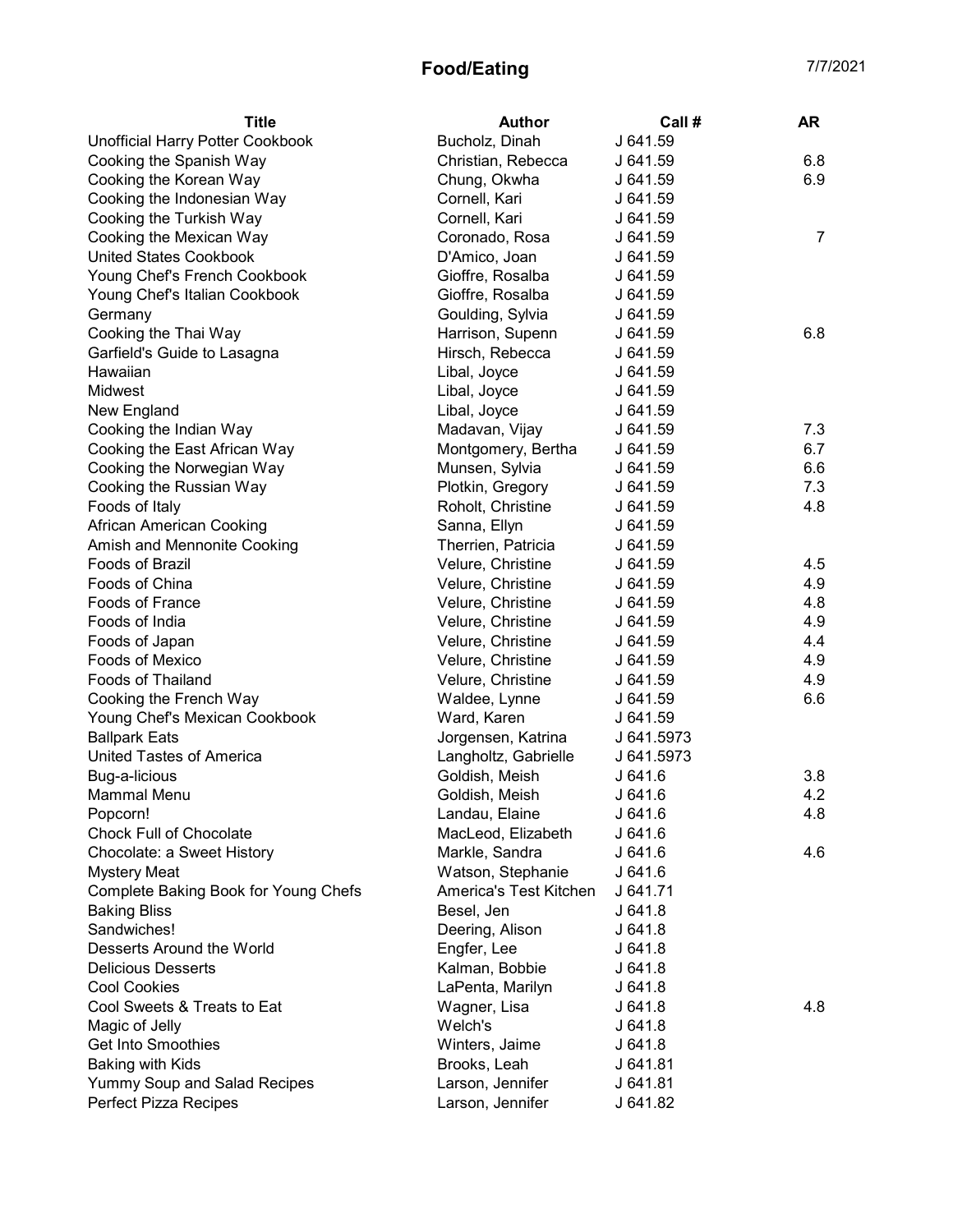# Food/Eating

7/7/2021

| Title | Author | Call # | AR |
|---|---|---|---|
| Unofficial Harry Potter Cookbook | Bucholz, Dinah | J 641.59 | |
| Cooking the Spanish Way | Christian, Rebecca | J 641.59 | 6.8 |
| Cooking the Korean Way | Chung, Okwha | J 641.59 | 6.9 |
| Cooking the Indonesian Way | Cornell, Kari | J 641.59 | |
| Cooking the Turkish Way | Cornell, Kari | J 641.59 | |
| Cooking the Mexican Way | Coronado, Rosa | J 641.59 | 7 |
| United States Cookbook | D'Amico, Joan | J 641.59 | |
| Young Chef's French Cookbook | Gioffre, Rosalba | J 641.59 | |
| Young Chef's Italian Cookbook | Gioffre, Rosalba | J 641.59 | |
| Germany | Goulding, Sylvia | J 641.59 | |
| Cooking the Thai Way | Harrison, Supenn | J 641.59 | 6.8 |
| Garfield's Guide to Lasagna | Hirsch, Rebecca | J 641.59 | |
| Hawaiian | Libal, Joyce | J 641.59 | |
| Midwest | Libal, Joyce | J 641.59 | |
| New England | Libal, Joyce | J 641.59 | |
| Cooking the Indian Way | Madavan, Vijay | J 641.59 | 7.3 |
| Cooking the East African Way | Montgomery, Bertha | J 641.59 | 6.7 |
| Cooking the Norwegian Way | Munsen, Sylvia | J 641.59 | 6.6 |
| Cooking the Russian Way | Plotkin, Gregory | J 641.59 | 7.3 |
| Foods of Italy | Roholt, Christine | J 641.59 | 4.8 |
| African American Cooking | Sanna, Ellyn | J 641.59 | |
| Amish and Mennonite Cooking | Therrien, Patricia | J 641.59 | |
| Foods of Brazil | Velure, Christine | J 641.59 | 4.5 |
| Foods of China | Velure, Christine | J 641.59 | 4.9 |
| Foods of France | Velure, Christine | J 641.59 | 4.8 |
| Foods of India | Velure, Christine | J 641.59 | 4.9 |
| Foods of Japan | Velure, Christine | J 641.59 | 4.4 |
| Foods of Mexico | Velure, Christine | J 641.59 | 4.9 |
| Foods of Thailand | Velure, Christine | J 641.59 | 4.9 |
| Cooking the French Way | Waldee, Lynne | J 641.59 | 6.6 |
| Young Chef's Mexican Cookbook | Ward, Karen | J 641.59 | |
| Ballpark Eats | Jorgensen, Katrina | J 641.5973 | |
| United Tastes of America | Langholtz, Gabrielle | J 641.5973 | |
| Bug-a-licious | Goldish, Meish | J 641.6 | 3.8 |
| Mammal Menu | Goldish, Meish | J 641.6 | 4.2 |
| Popcorn! | Landau, Elaine | J 641.6 | 4.8 |
| Chock Full of Chocolate | MacLeod, Elizabeth | J 641.6 | |
| Chocolate: a Sweet History | Markle, Sandra | J 641.6 | 4.6 |
| Mystery Meat | Watson, Stephanie | J 641.6 | |
| Complete Baking Book for Young Chefs | America's Test Kitchen | J 641.71 | |
| Baking Bliss | Besel, Jen | J 641.8 | |
| Sandwiches! | Deering, Alison | J 641.8 | |
| Desserts Around the World | Engfer, Lee | J 641.8 | |
| Delicious Desserts | Kalman, Bobbie | J 641.8 | |
| Cool Cookies | LaPenta, Marilyn | J 641.8 | |
| Cool Sweets & Treats to Eat | Wagner, Lisa | J 641.8 | 4.8 |
| Magic of Jelly | Welch's | J 641.8 | |
| Get Into Smoothies | Winters, Jaime | J 641.8 | |
| Baking with Kids | Brooks, Leah | J 641.81 | |
| Yummy Soup and Salad Recipes | Larson, Jennifer | J 641.81 | |
| Perfect Pizza Recipes | Larson, Jennifer | J 641.82 | |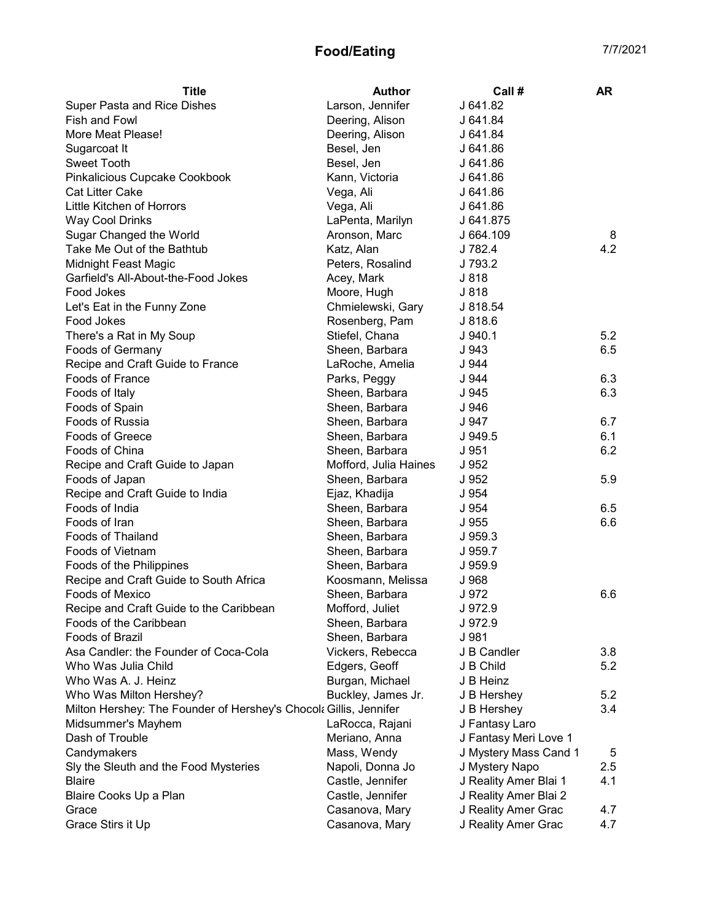# Food/Eating

7/7/2021

| Title | Author | Call # | AR |
|---|---|---|---|
| Super Pasta and Rice Dishes | Larson, Jennifer | J 641.82 | |
| Fish and Fowl | Deering, Alison | J 641.84 | |
| More Meat Please! | Deering, Alison | J 641.84 | |
| Sugarcoat It | Besel, Jen | J 641.86 | |
| Sweet Tooth | Besel, Jen | J 641.86 | |
| Pinkalicious Cupcake Cookbook | Kann, Victoria | J 641.86 | |
| Cat Litter Cake | Vega, Ali | J 641.86 | |
| Little Kitchen of Horrors | Vega, Ali | J 641.86 | |
| Way Cool Drinks | LaPenta, Marilyn | J 641.875 | |
| Sugar Changed the World | Aronson, Marc | J 664.109 | 8 |
| Take Me Out of the Bathtub | Katz, Alan | J 782.4 | 4.2 |
| Midnight Feast Magic | Peters, Rosalind | J 793.2 | |
| Garfield's All-About-the-Food Jokes | Acey, Mark | J 818 | |
| Food Jokes | Moore, Hugh | J 818 | |
| Let's Eat in the Funny Zone | Chmielewski, Gary | J 818.54 | |
| Food Jokes | Rosenberg, Pam | J 818.6 | |
| There's a Rat in My Soup | Stiefel, Chana | J 940.1 | 5.2 |
| Foods of Germany | Sheen, Barbara | J 943 | 6.5 |
| Recipe and Craft Guide to France | LaRoche, Amelia | J 944 | |
| Foods of France | Parks, Peggy | J 944 | 6.3 |
| Foods of Italy | Sheen, Barbara | J 945 | 6.3 |
| Foods of Spain | Sheen, Barbara | J 946 | |
| Foods of Russia | Sheen, Barbara | J 947 | 6.7 |
| Foods of Greece | Sheen, Barbara | J 949.5 | 6.1 |
| Foods of China | Sheen, Barbara | J 951 | 6.2 |
| Recipe and Craft Guide to Japan | Mofford, Julia Haines | J 952 | |
| Foods of Japan | Sheen, Barbara | J 952 | 5.9 |
| Recipe and Craft Guide to India | Ejaz, Khadija | J 954 | |
| Foods of India | Sheen, Barbara | J 954 | 6.5 |
| Foods of Iran | Sheen, Barbara | J 955 | 6.6 |
| Foods of Thailand | Sheen, Barbara | J 959.3 | |
| Foods of Vietnam | Sheen, Barbara | J 959.7 | |
| Foods of the Philippines | Sheen, Barbara | J 959.9 | |
| Recipe and Craft Guide to South Africa | Koosmann, Melissa | J 968 | |
| Foods of Mexico | Sheen, Barbara | J 972 | 6.6 |
| Recipe and Craft Guide to the Caribbean | Mofford, Juliet | J 972.9 | |
| Foods of the Caribbean | Sheen, Barbara | J 972.9 | |
| Foods of Brazil | Sheen, Barbara | J 981 | |
| Asa Candler: the Founder of Coca-Cola | Vickers, Rebecca | J B Candler | 3.8 |
| Who Was Julia Child | Edgers, Geoff | J B Child | 5.2 |
| Who Was A. J. Heinz | Burgan, Michael | J B Heinz | |
| Who Was Milton Hershey? | Buckley, James Jr. | J B Hershey | 5.2 |
| Milton Hershey: The Founder of Hershey's Chocola | Gillis, Jennifer | J B Hershey | 3.4 |
| Midsummer's Mayhem | LaRocca, Rajani | J Fantasy Laro | |
| Dash of Trouble | Meriano, Anna | J Fantasy Meri Love 1 | |
| Candymakers | Mass, Wendy | J Mystery Mass Cand 1 | 5 |
| Sly the Sleuth and the Food Mysteries | Napoli, Donna Jo | J Mystery Napo | 2.5 |
| Blaire | Castle, Jennifer | J Reality Amer Blai 1 | 4.1 |
| Blaire Cooks Up a Plan | Castle, Jennifer | J Reality Amer Blai 2 | |
| Grace | Casanova, Mary | J Reality Amer Grac | 4.7 |
| Grace Stirs it Up | Casanova, Mary | J Reality Amer Grac | 4.7 |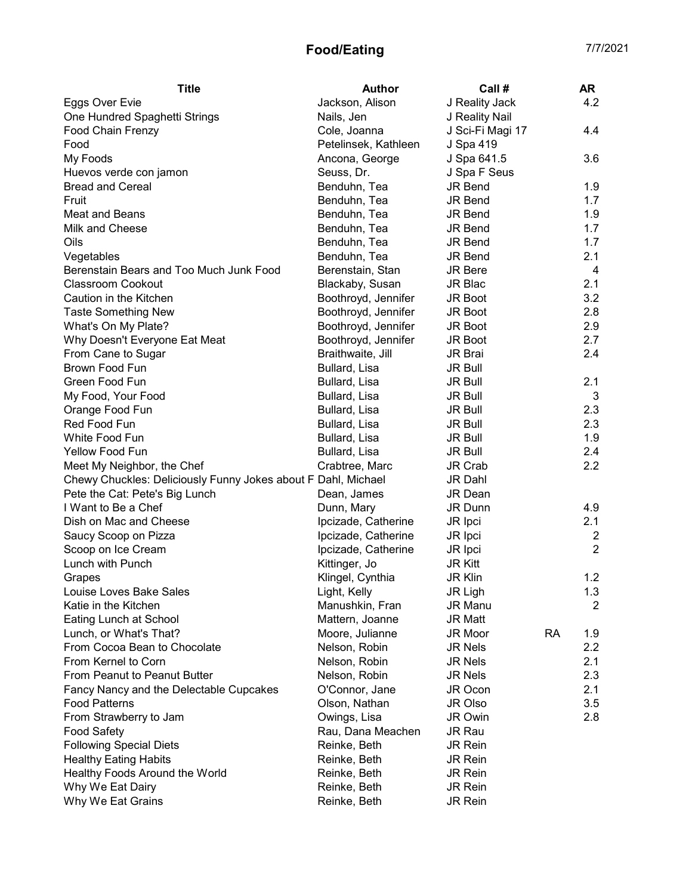# Food/Eating

7/7/2021

| Title | Author | Call # | | AR |
|---|---|---|---|---|
| Eggs Over Evie | Jackson, Alison | J Reality Jack | | 4.2 |
| One Hundred Spaghetti Strings | Nails, Jen | J Reality Nail | | |
| Food Chain Frenzy | Cole, Joanna | J Sci-Fi Magi 17 | | 4.4 |
| Food | Petelinsek, Kathleen | J Spa 419 | | |
| My Foods | Ancona, George | J Spa 641.5 | | 3.6 |
| Huevos verde con jamon | Seuss, Dr. | J Spa F Seus | | |
| Bread and Cereal | Benduhn, Tea | JR Bend | | 1.9 |
| Fruit | Benduhn, Tea | JR Bend | | 1.7 |
| Meat and Beans | Benduhn, Tea | JR Bend | | 1.9 |
| Milk and Cheese | Benduhn, Tea | JR Bend | | 1.7 |
| Oils | Benduhn, Tea | JR Bend | | 1.7 |
| Vegetables | Benduhn, Tea | JR Bend | | 2.1 |
| Berenstain Bears and Too Much Junk Food | Berenstain, Stan | JR Bere | | 4 |
| Classroom Cookout | Blackaby, Susan | JR Blac | | 2.1 |
| Caution in the Kitchen | Boothroyd, Jennifer | JR Boot | | 3.2 |
| Taste Something New | Boothroyd, Jennifer | JR Boot | | 2.8 |
| What's On My Plate? | Boothroyd, Jennifer | JR Boot | | 2.9 |
| Why Doesn't Everyone Eat Meat | Boothroyd, Jennifer | JR Boot | | 2.7 |
| From Cane to Sugar | Braithwaite, Jill | JR Brai | | 2.4 |
| Brown Food Fun | Bullard, Lisa | JR Bull | | |
| Green Food Fun | Bullard, Lisa | JR Bull | | 2.1 |
| My Food, Your Food | Bullard, Lisa | JR Bull | | 3 |
| Orange Food Fun | Bullard, Lisa | JR Bull | | 2.3 |
| Red Food Fun | Bullard, Lisa | JR Bull | | 2.3 |
| White Food Fun | Bullard, Lisa | JR Bull | | 1.9 |
| Yellow Food Fun | Bullard, Lisa | JR Bull | | 2.4 |
| Meet My Neighbor, the Chef | Crabtree, Marc | JR Crab | | 2.2 |
| Chewy Chuckles: Deliciously Funny Jokes about F | Dahl, Michael | JR Dahl | | |
| Pete the Cat: Pete's Big Lunch | Dean, James | JR Dean | | |
| I Want to Be a Chef | Dunn, Mary | JR Dunn | | 4.9 |
| Dish on Mac and Cheese | Ipcizade, Catherine | JR Ipci | | 2.1 |
| Saucy Scoop on Pizza | Ipcizade, Catherine | JR Ipci | | 2 |
| Scoop on Ice Cream | Ipcizade, Catherine | JR Ipci | | 2 |
| Lunch with Punch | Kittinger, Jo | JR Kitt | | |
| Grapes | Klingel, Cynthia | JR Klin | | 1.2 |
| Louise Loves Bake Sales | Light, Kelly | JR Ligh | | 1.3 |
| Katie in the Kitchen | Manushkin, Fran | JR Manu | | 2 |
| Eating Lunch at School | Mattern, Joanne | JR Matt | | |
| Lunch, or What's That? | Moore, Julianne | JR Moor | RA | 1.9 |
| From Cocoa Bean to Chocolate | Nelson, Robin | JR Nels | | 2.2 |
| From Kernel to Corn | Nelson, Robin | JR Nels | | 2.1 |
| From Peanut to Peanut Butter | Nelson, Robin | JR Nels | | 2.3 |
| Fancy Nancy and the Delectable Cupcakes | O'Connor, Jane | JR Ocon | | 2.1 |
| Food Patterns | Olson, Nathan | JR Olso | | 3.5 |
| From Strawberry to Jam | Owings, Lisa | JR Owin | | 2.8 |
| Food Safety | Rau, Dana Meachen | JR Rau | | |
| Following Special Diets | Reinke, Beth | JR Rein | | |
| Healthy Eating Habits | Reinke, Beth | JR Rein | | |
| Healthy Foods Around the World | Reinke, Beth | JR Rein | | |
| Why We Eat Dairy | Reinke, Beth | JR Rein | | |
| Why We Eat Grains | Reinke, Beth | JR Rein | | |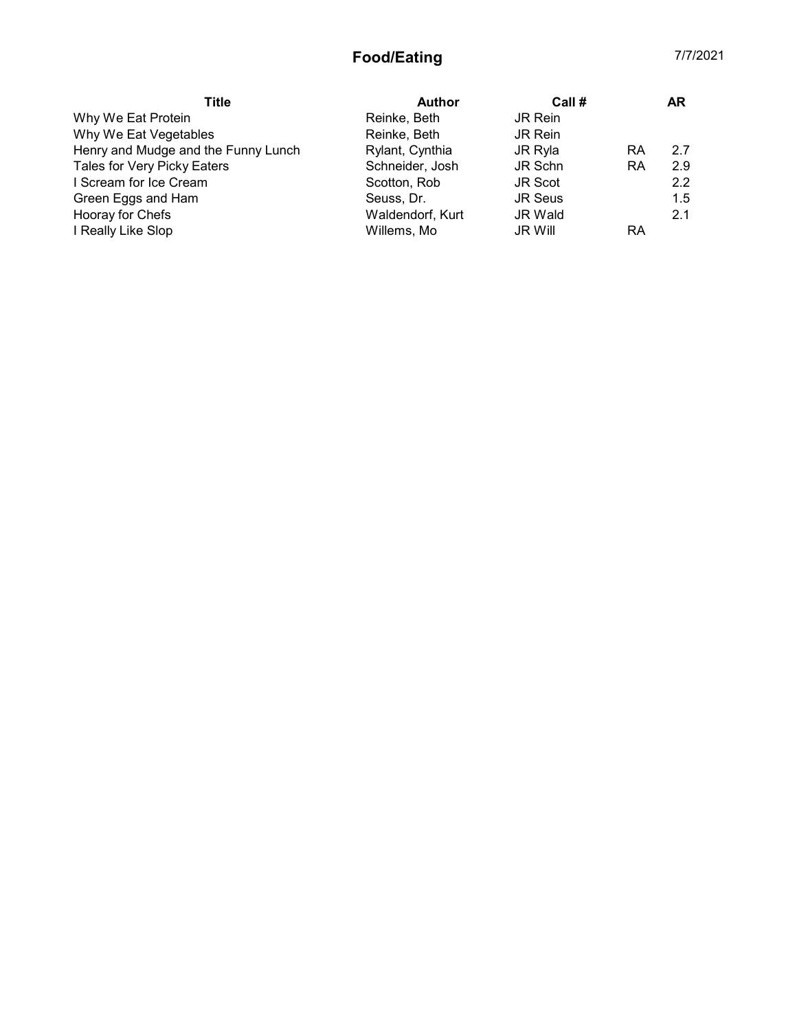# Food/Eating

7/7/2021

| Title | Author | Call # | | AR |
|---|---|---|---|---|
| Why We Eat Protein | Reinke, Beth | JR Rein | | |
| Why We Eat Vegetables | Reinke, Beth | JR Rein | | |
| Henry and Mudge and the Funny Lunch | Rylant, Cynthia | JR Ryla | RA | 2.7 |
| Tales for Very Picky Eaters | Schneider, Josh | JR Schn | RA | 2.9 |
| I Scream for Ice Cream | Scotton, Rob | JR Scot | | 2.2 |
| Green Eggs and Ham | Seuss, Dr. | JR Seus | | 1.5 |
| Hooray for Chefs | Waldendorf, Kurt | JR Wald | | 2.1 |
| I Really Like Slop | Willems, Mo | JR Will | RA | |